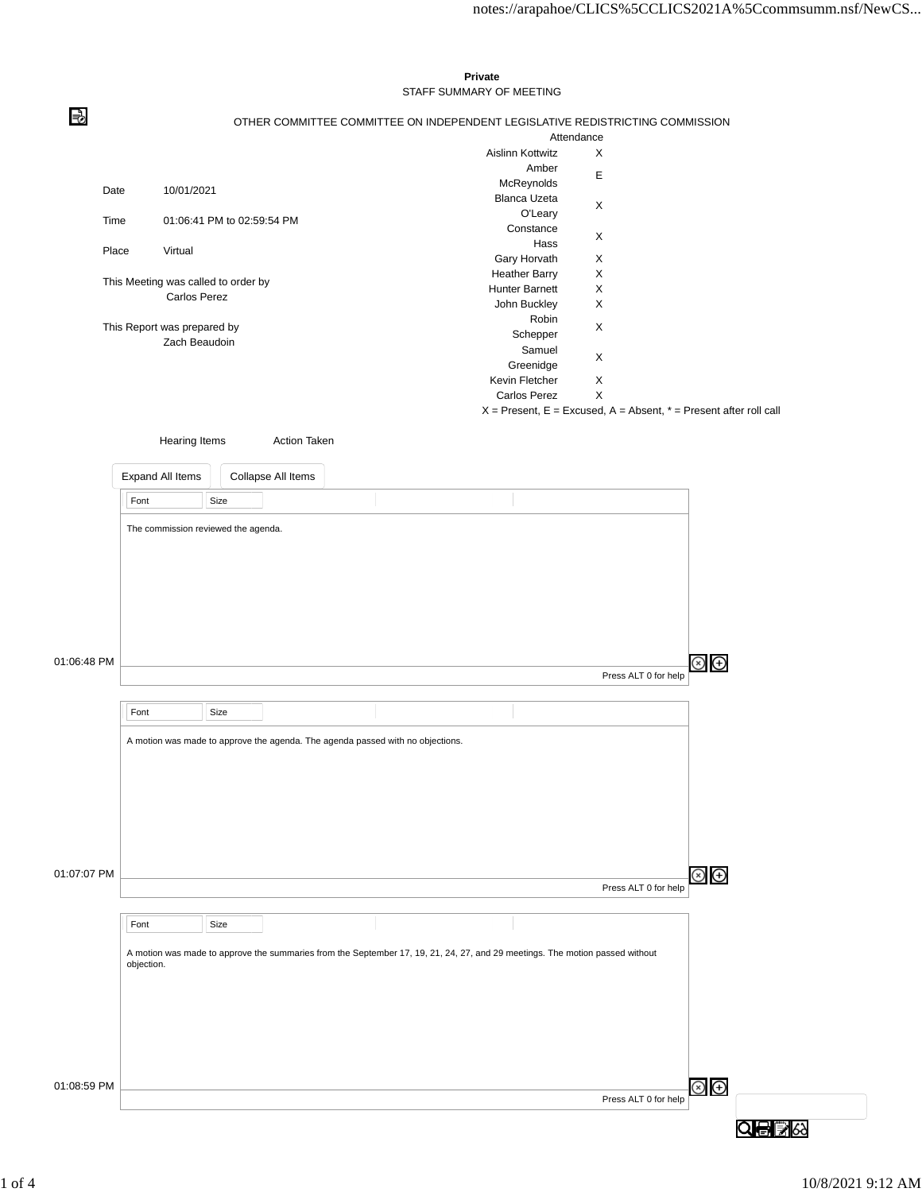**Private**

STAFF SUMMARY OF MEETING

OTHER COMMITTEE COMMITTEE ON INDEPENDENT LEGISLATIVE REDISTRICTING COMMISSION

| | |
|---|---|
| Date | 10/01/2021 |
| Time | 01:06:41 PM to 02:59:54 PM |
| Place | Virtual |

This Meeting was called to order by
Carlos Perez

This Report was prepared by
Zach Beaudoin

| Attendance | |
|---|---|
| Aislinn Kottwitz | X |
| Amber McReynolds | E |
| Blanca Uzeta O'Leary | X |
| Constance Hass | X |
| Gary Horvath | X |
| Heather Barry | X |
| Hunter Barnett | X |
| John Buckley | X |
| Robin Schepper | X |
| Samuel Greenidge | X |
| Kevin Fletcher | X |
| Carlos Perez | X |

X = Present, E = Excused, A = Absent, * = Present after roll call

| Hearing Items | Action Taken |
|---|---|

01:06:48 PM

The commission reviewed the agenda.

01:07:07 PM

A motion was made to approve the agenda. The agenda passed with no objections.

01:08:59 PM

A motion was made to approve the summaries from the September 17, 19, 21, 24, 27, and 29 meetings. The motion passed without objection.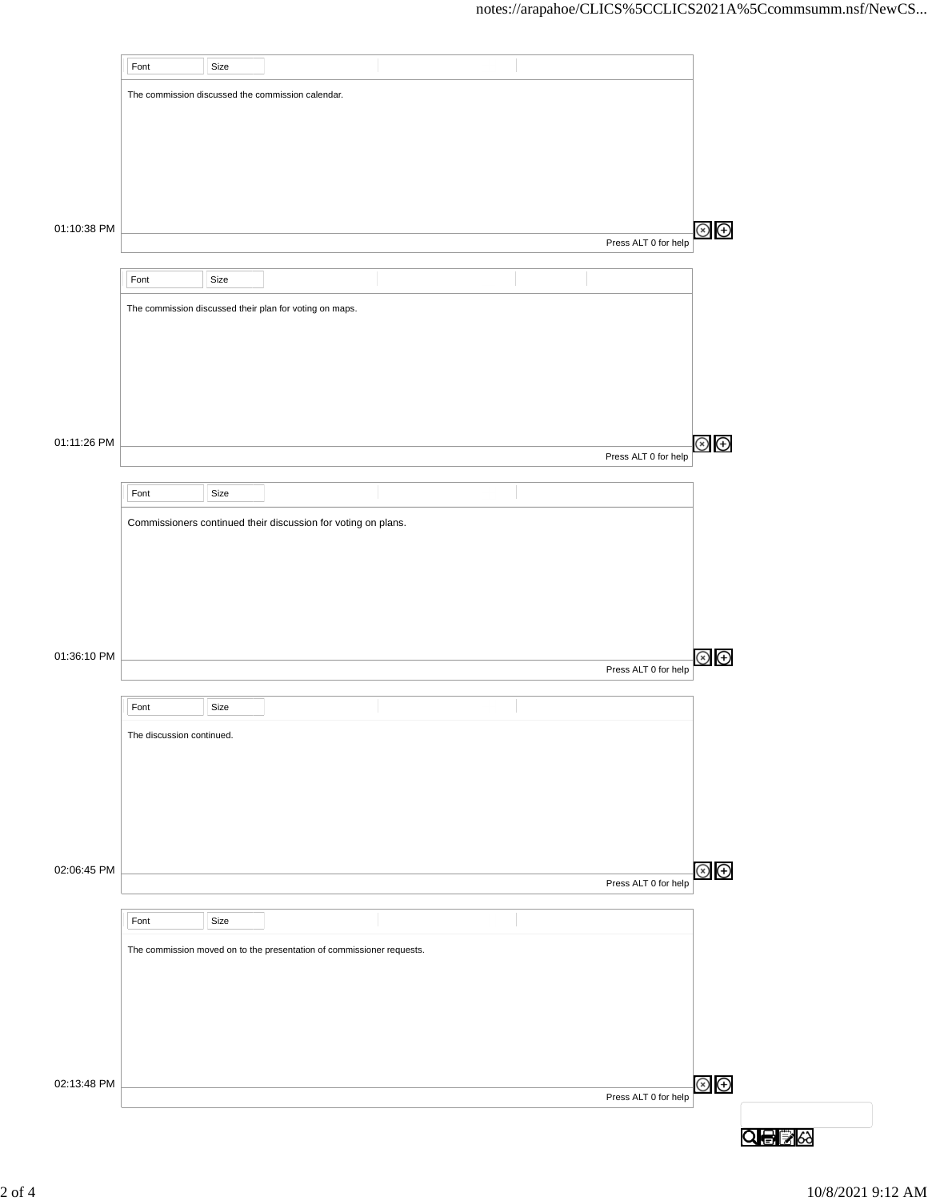01:10:38 PM

The commission discussed the commission calendar.

01:11:26 PM

The commission discussed their plan for voting on maps.

01:36:10 PM

Commissioners continued their discussion for voting on plans.

02:06:45 PM

The discussion continued.

02:13:48 PM

The commission moved on to the presentation of commissioner requests.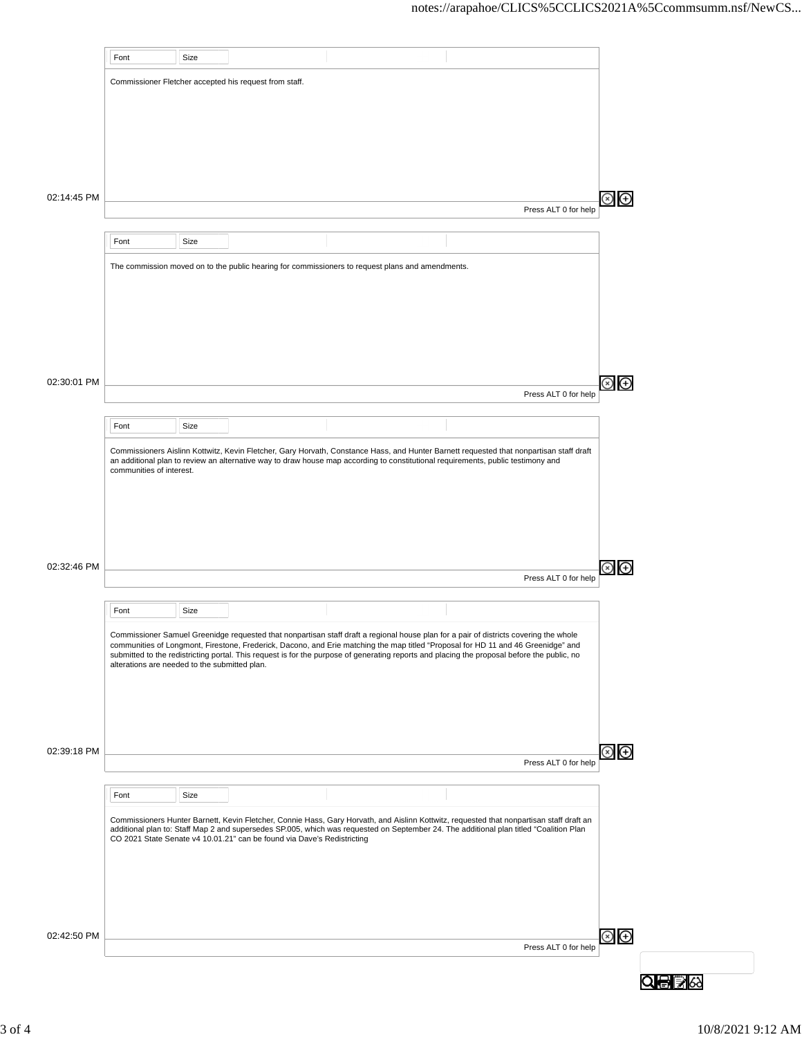Commissioner Fletcher accepted his request from staff.

02:14:45 PM

The commission moved on to the public hearing for commissioners to request plans and amendments.

02:30:01 PM

Commissioners Aislinn Kottwitz, Kevin Fletcher, Gary Horvath, Constance Hass, and Hunter Barnett requested that nonpartisan staff draft an additional plan to review an alternative way to draw house map according to constitutional requirements, public testimony and communities of interest.

02:32:46 PM

Commissioner Samuel Greenidge requested that nonpartisan staff draft a regional house plan for a pair of districts covering the whole communities of Longmont, Firestone, Frederick, Dacono, and Erie matching the map titled "Proposal for HD 11 and 46 Greenidge" and submitted to the redistricting portal. This request is for the purpose of generating reports and placing the proposal before the public, no alterations are needed to the submitted plan.

02:39:18 PM

Commissioners Hunter Barnett, Kevin Fletcher, Connie Hass, Gary Horvath, and Aislinn Kottwitz, requested that nonpartisan staff draft an additional plan to: Staff Map 2 and supersedes SP.005, which was requested on September 24. The additional plan titled "Coalition Plan CO 2021 State Senate v4 10.01.21" can be found via Dave's Redistricting

02:42:50 PM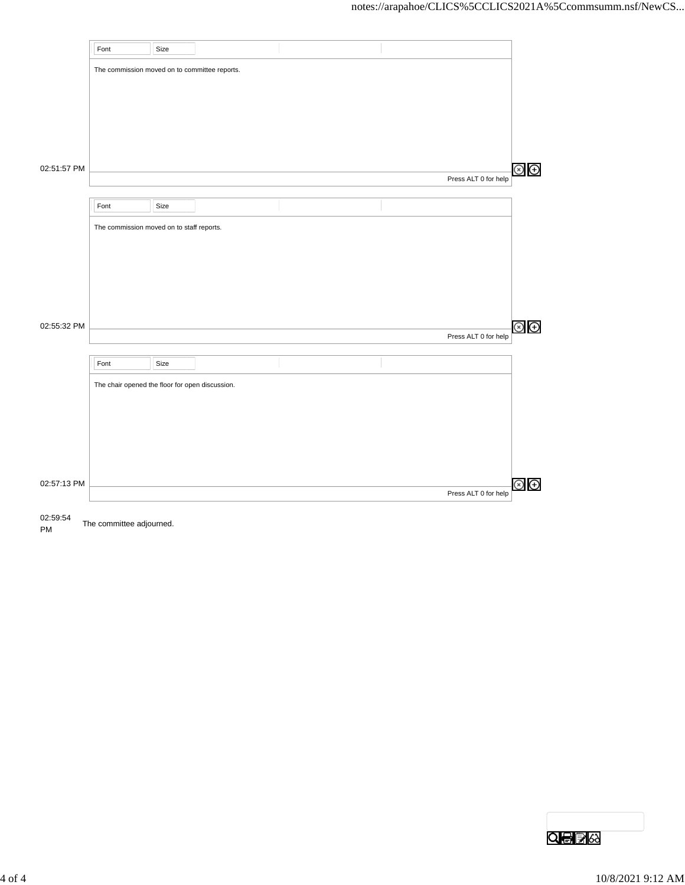| | |
|---|---|
| 02:51:57 PM | The commission moved on to committee reports. |
| 02:55:32 PM | The commission moved on to staff reports. |
| 02:57:13 PM | The chair opened the floor for open discussion. |
| 02:59:54 PM | The committee adjourned. |